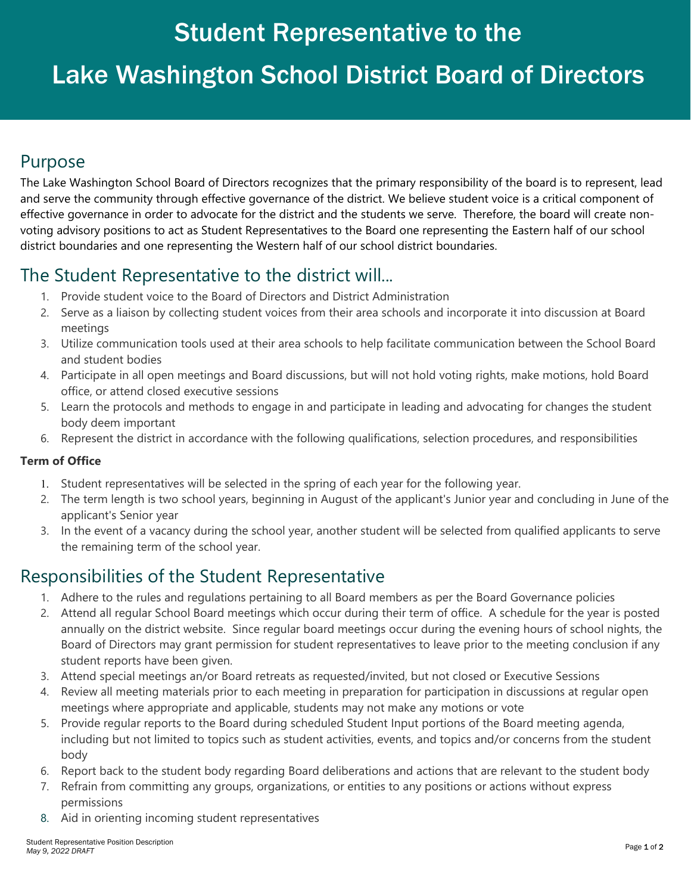# Student Representative to the Lake Washington School District Board of Directors

## Purpose

The Lake Washington School Board of Directors recognizes that the primary responsibility of the board is to represent, lead and serve the community through effective governance of the district. We believe student voice is a critical component of effective governance in order to advocate for the district and the students we serve. Therefore, the board will create non-voting advisory positions to act as Student Representatives to the Board one representing the Eastern half of our school district boundaries and one representing the Western half of our school district boundaries.

## The Student Representative to the district will...

1. Provide student voice to the Board of Directors and District Administration
2. Serve as a liaison by collecting student voices from their area schools and incorporate it into discussion at Board meetings
3. Utilize communication tools used at their area schools to help facilitate communication between the School Board and student bodies
4. Participate in all open meetings and Board discussions, but will not hold voting rights, make motions, hold Board office, or attend closed executive sessions
5. Learn the protocols and methods to engage in and participate in leading and advocating for changes the student body deem important
6. Represent the district in accordance with the following qualifications, selection procedures, and responsibilities

**Term of Office**

1. Student representatives will be selected in the spring of each year for the following year.
2. The term length is two school years, beginning in August of the applicant's Junior year and concluding in June of the applicant's Senior year
3. In the event of a vacancy during the school year, another student will be selected from qualified applicants to serve the remaining term of the school year.

## Responsibilities of the Student Representative

1. Adhere to the rules and regulations pertaining to all Board members as per the Board Governance policies
2. Attend all regular School Board meetings which occur during their term of office. A schedule for the year is posted annually on the district website. Since regular board meetings occur during the evening hours of school nights, the Board of Directors may grant permission for student representatives to leave prior to the meeting conclusion if any student reports have been given.
3. Attend special meetings an/or Board retreats as requested/invited, but not closed or Executive Sessions
4. Review all meeting materials prior to each meeting in preparation for participation in discussions at regular open meetings where appropriate and applicable, students may not make any motions or vote
5. Provide regular reports to the Board during scheduled Student Input portions of the Board meeting agenda, including but not limited to topics such as student activities, events, and topics and/or concerns from the student body
6. Report back to the student body regarding Board deliberations and actions that are relevant to the student body
7. Refrain from committing any groups, organizations, or entities to any positions or actions without express permissions
8. Aid in orienting incoming student representatives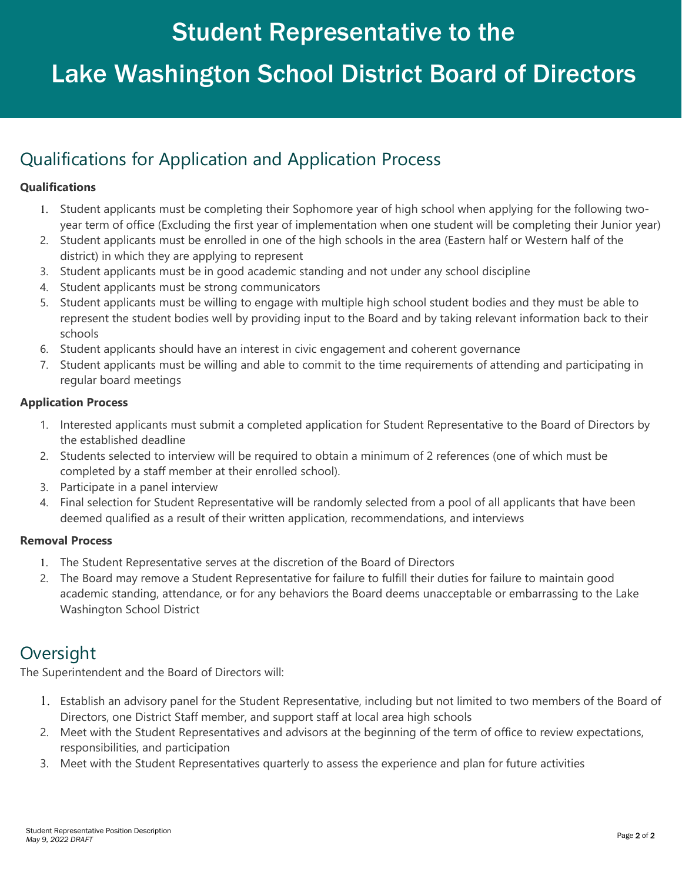# Student Representative to the Lake Washington School District Board of Directors

## Qualifications for Application and Application Process

**Qualifications**

1. Student applicants must be completing their Sophomore year of high school when applying for the following two-year term of office (Excluding the first year of implementation when one student will be completing their Junior year)
2. Student applicants must be enrolled in one of the high schools in the area (Eastern half or Western half of the district) in which they are applying to represent
3. Student applicants must be in good academic standing and not under any school discipline
4. Student applicants must be strong communicators
5. Student applicants must be willing to engage with multiple high school student bodies and they must be able to represent the student bodies well by providing input to the Board and by taking relevant information back to their schools
6. Student applicants should have an interest in civic engagement and coherent governance
7. Student applicants must be willing and able to commit to the time requirements of attending and participating in regular board meetings

**Application Process**

1. Interested applicants must submit a completed application for Student Representative to the Board of Directors by the established deadline
2. Students selected to interview will be required to obtain a minimum of 2 references (one of which must be completed by a staff member at their enrolled school).
3. Participate in a panel interview
4. Final selection for Student Representative will be randomly selected from a pool of all applicants that have been deemed qualified as a result of their written application, recommendations, and interviews

**Removal Process**

1. The Student Representative serves at the discretion of the Board of Directors
2. The Board may remove a Student Representative for failure to fulfill their duties for failure to maintain good academic standing, attendance, or for any behaviors the Board deems unacceptable or embarrassing to the Lake Washington School District

## Oversight

The Superintendent and the Board of Directors will:

1. Establish an advisory panel for the Student Representative, including but not limited to two members of the Board of Directors, one District Staff member, and support staff at local area high schools
2. Meet with the Student Representatives and advisors at the beginning of the term of office to review expectations, responsibilities, and participation
3. Meet with the Student Representatives quarterly to assess the experience and plan for future activities

Student Representative Position Description
*May 9, 2022 DRAFT*